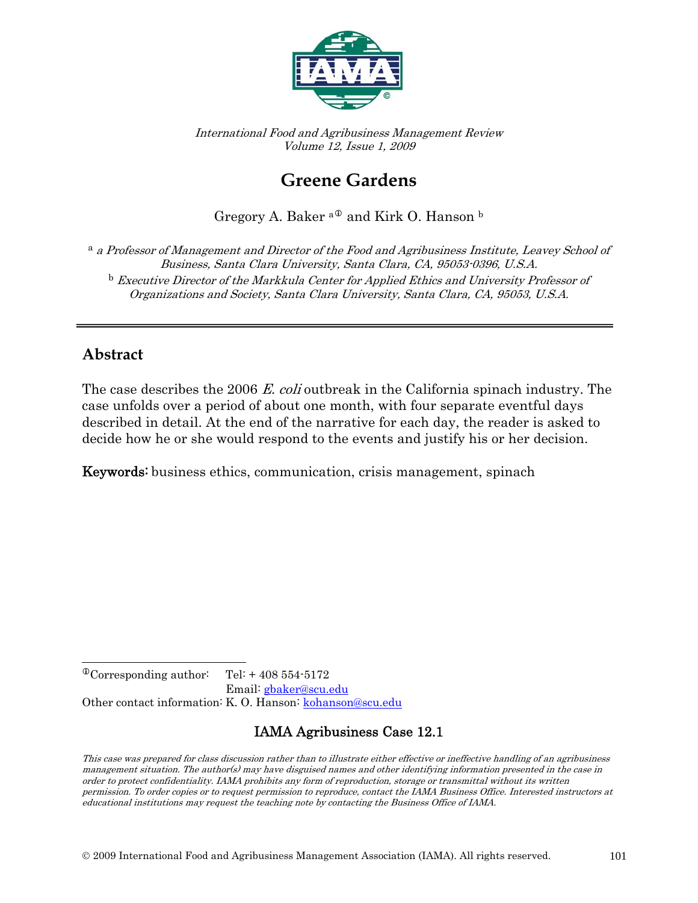*International Food and Agribusiness Management Review*
*Volume 12, Issue 1, 2009*

# Greene Gardens

Gregory A. Baker [a①] and Kirk O. Hanson [b]

[a] *a Professor of Management and Director of the Food and Agribusiness Institute, Leavey School of Business, Santa Clara University, Santa Clara, CA, 95053-0396, U.S.A.*
[b] *Executive Director of the Markkula Center for Applied Ethics and University Professor of Organizations and Society, Santa Clara University, Santa Clara, CA, 95053, U.S.A.*

---

## Abstract

The case describes the 2006 *E. coli* outbreak in the California spinach industry. The case unfolds over a period of about one month, with four separate eventful days described in detail. At the end of the narrative for each day, the reader is asked to decide how he or she would respond to the events and justify his or her decision.

**Keywords:** business ethics, communication, crisis management, spinach

---

①Corresponding author: Tel: + 408 554-5172
Email: gbaker@scu.edu
Other contact information: K. O. Hanson: kohanson@scu.edu

**IAMA Agribusiness Case 12.1**

*This case was prepared for class discussion rather than to illustrate either effective or ineffective handling of an agribusiness management situation. The author(s) may have disguised names and other identifying information presented in the case in order to protect confidentiality. IAMA prohibits any form of reproduction, storage or transmittal without its written permission. To order copies or to request permission to reproduce, contact the IAMA Business Office. Interested instructors at educational institutions may request the teaching note by contacting the Business Office of IAMA.*

© 2009 International Food and Agribusiness Management Association (IAMA). All rights reserved.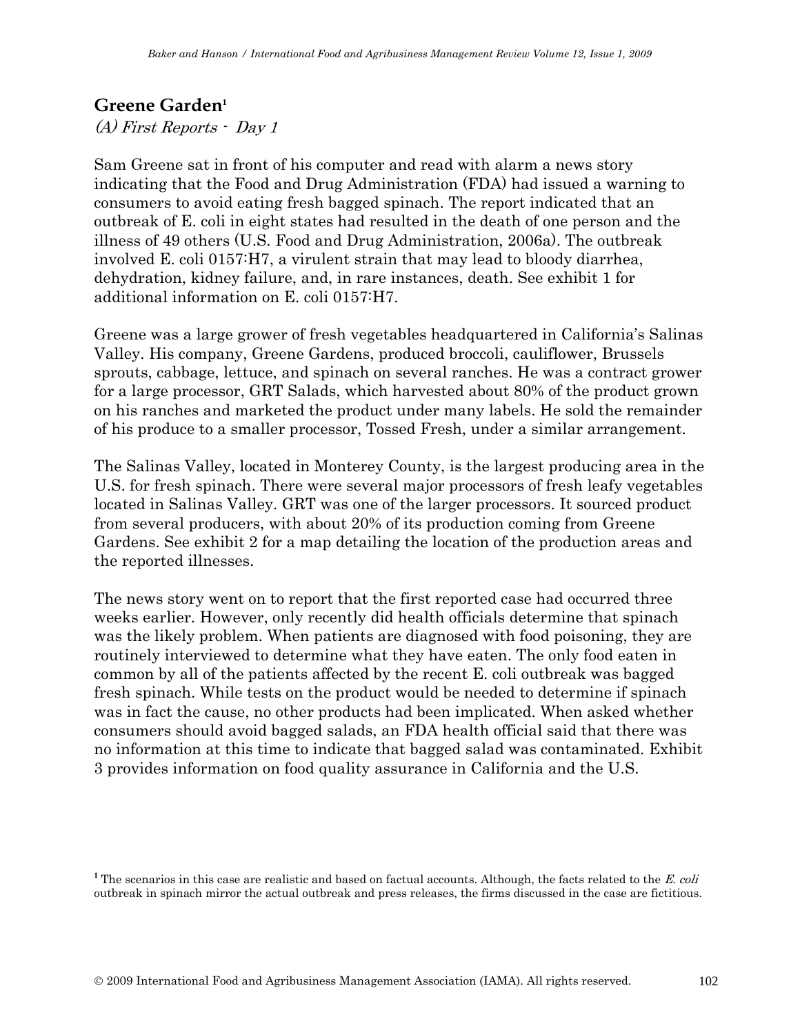## Greene Garden[1]

*(A) First Reports - Day 1*

Sam Greene sat in front of his computer and read with alarm a news story indicating that the Food and Drug Administration (FDA) had issued a warning to consumers to avoid eating fresh bagged spinach. The report indicated that an outbreak of E. coli in eight states had resulted in the death of one person and the illness of 49 others (U.S. Food and Drug Administration, 2006a). The outbreak involved E. coli 0157:H7, a virulent strain that may lead to bloody diarrhea, dehydration, kidney failure, and, in rare instances, death. See exhibit 1 for additional information on E. coli 0157:H7.

Greene was a large grower of fresh vegetables headquartered in California's Salinas Valley. His company, Greene Gardens, produced broccoli, cauliflower, Brussels sprouts, cabbage, lettuce, and spinach on several ranches. He was a contract grower for a large processor, GRT Salads, which harvested about 80% of the product grown on his ranches and marketed the product under many labels. He sold the remainder of his produce to a smaller processor, Tossed Fresh, under a similar arrangement.

The Salinas Valley, located in Monterey County, is the largest producing area in the U.S. for fresh spinach. There were several major processors of fresh leafy vegetables located in Salinas Valley. GRT was one of the larger processors. It sourced product from several producers, with about 20% of its production coming from Greene Gardens. See exhibit 2 for a map detailing the location of the production areas and the reported illnesses.

The news story went on to report that the first reported case had occurred three weeks earlier. However, only recently did health officials determine that spinach was the likely problem. When patients are diagnosed with food poisoning, they are routinely interviewed to determine what they have eaten. The only food eaten in common by all of the patients affected by the recent E. coli outbreak was bagged fresh spinach. While tests on the product would be needed to determine if spinach was in fact the cause, no other products had been implicated. When asked whether consumers should avoid bagged salads, an FDA health official said that there was no information at this time to indicate that bagged salad was contaminated. Exhibit 3 provides information on food quality assurance in California and the U.S.

[1] The scenarios in this case are realistic and based on factual accounts. Although, the facts related to the *E. coli* outbreak in spinach mirror the actual outbreak and press releases, the firms discussed in the case are fictitious.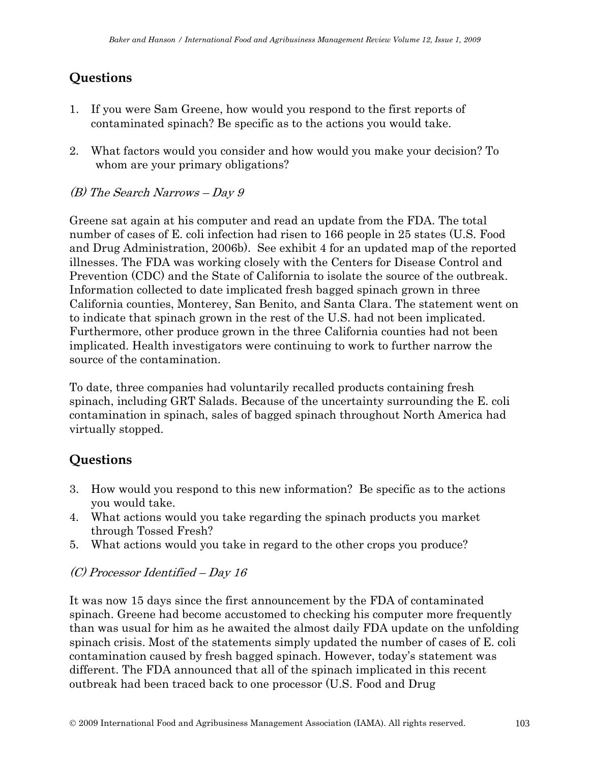## Questions

1. If you were Sam Greene, how would you respond to the first reports of contaminated spinach? Be specific as to the actions you would take.

2. What factors would you consider and how would you make your decision? To whom are your primary obligations?

### *(B) The Search Narrows – Day 9*

Greene sat again at his computer and read an update from the FDA. The total number of cases of E. coli infection had risen to 166 people in 25 states (U.S. Food and Drug Administration, 2006b). See exhibit 4 for an updated map of the reported illnesses. The FDA was working closely with the Centers for Disease Control and Prevention (CDC) and the State of California to isolate the source of the outbreak. Information collected to date implicated fresh bagged spinach grown in three California counties, Monterey, San Benito, and Santa Clara. The statement went on to indicate that spinach grown in the rest of the U.S. had not been implicated. Furthermore, other produce grown in the three California counties had not been implicated. Health investigators were continuing to work to further narrow the source of the contamination.

To date, three companies had voluntarily recalled products containing fresh spinach, including GRT Salads. Because of the uncertainty surrounding the E. coli contamination in spinach, sales of bagged spinach throughout North America had virtually stopped.

## Questions

3. How would you respond to this new information? Be specific as to the actions you would take.
4. What actions would you take regarding the spinach products you market through Tossed Fresh?
5. What actions would you take in regard to the other crops you produce?

### *(C) Processor Identified – Day 16*

It was now 15 days since the first announcement by the FDA of contaminated spinach. Greene had become accustomed to checking his computer more frequently than was usual for him as he awaited the almost daily FDA update on the unfolding spinach crisis. Most of the statements simply updated the number of cases of E. coli contamination caused by fresh bagged spinach. However, today's statement was different. The FDA announced that all of the spinach implicated in this recent outbreak had been traced back to one processor (U.S. Food and Drug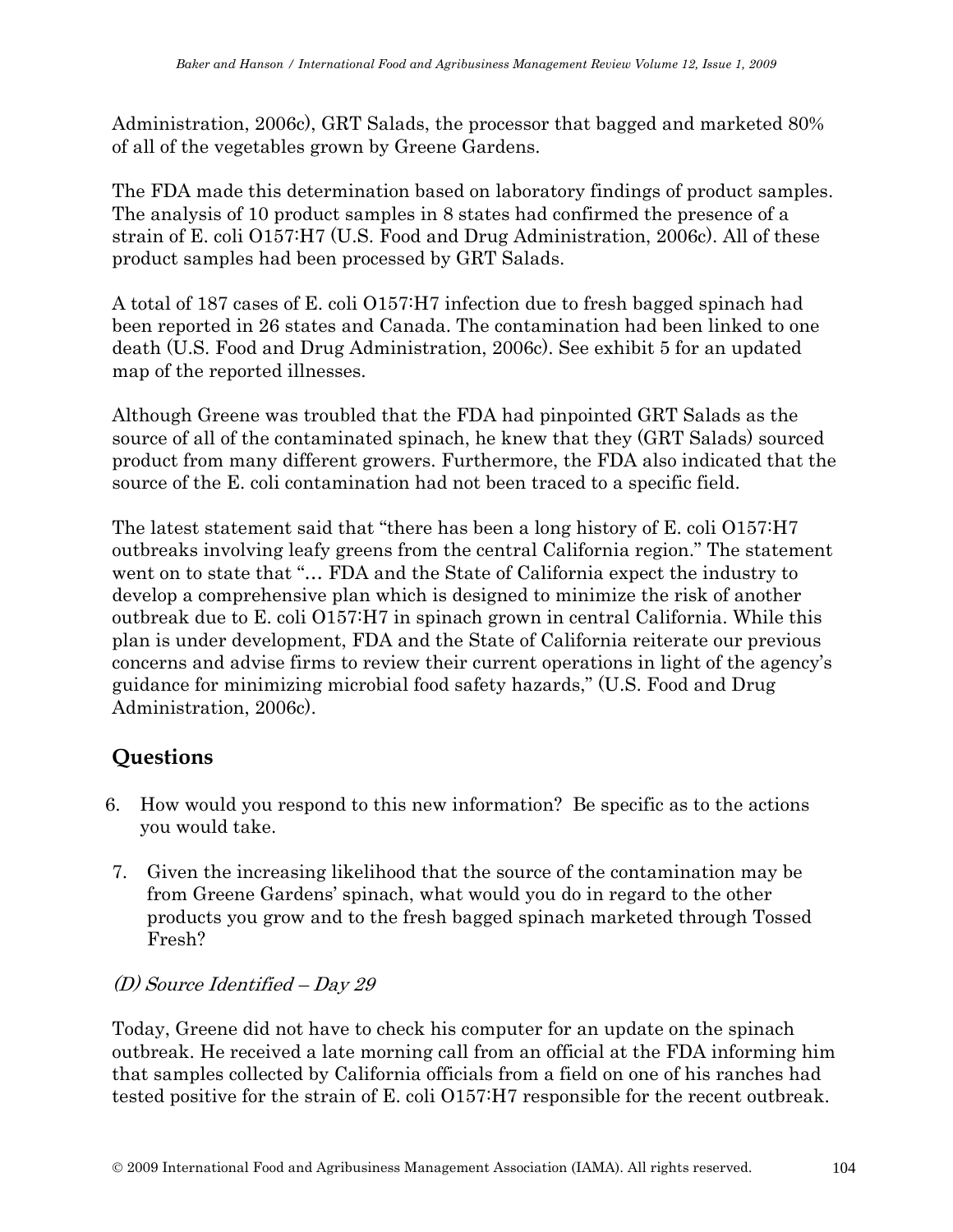Administration, 2006c), GRT Salads, the processor that bagged and marketed 80% of all of the vegetables grown by Greene Gardens.

The FDA made this determination based on laboratory findings of product samples. The analysis of 10 product samples in 8 states had confirmed the presence of a strain of E. coli O157:H7 (U.S. Food and Drug Administration, 2006c). All of these product samples had been processed by GRT Salads.

A total of 187 cases of E. coli O157:H7 infection due to fresh bagged spinach had been reported in 26 states and Canada. The contamination had been linked to one death (U.S. Food and Drug Administration, 2006c). See exhibit 5 for an updated map of the reported illnesses.

Although Greene was troubled that the FDA had pinpointed GRT Salads as the source of all of the contaminated spinach, he knew that they (GRT Salads) sourced product from many different growers. Furthermore, the FDA also indicated that the source of the E. coli contamination had not been traced to a specific field.

The latest statement said that "there has been a long history of E. coli O157:H7 outbreaks involving leafy greens from the central California region." The statement went on to state that "… FDA and the State of California expect the industry to develop a comprehensive plan which is designed to minimize the risk of another outbreak due to E. coli O157:H7 in spinach grown in central California. While this plan is under development, FDA and the State of California reiterate our previous concerns and advise firms to review their current operations in light of the agency's guidance for minimizing microbial food safety hazards," (U.S. Food and Drug Administration, 2006c).

## Questions

6. How would you respond to this new information? Be specific as to the actions you would take.
7. Given the increasing likelihood that the source of the contamination may be from Greene Gardens' spinach, what would you do in regard to the other products you grow and to the fresh bagged spinach marketed through Tossed Fresh?

### *(D) Source Identified – Day 29*

Today, Greene did not have to check his computer for an update on the spinach outbreak. He received a late morning call from an official at the FDA informing him that samples collected by California officials from a field on one of his ranches had tested positive for the strain of E. coli O157:H7 responsible for the recent outbreak.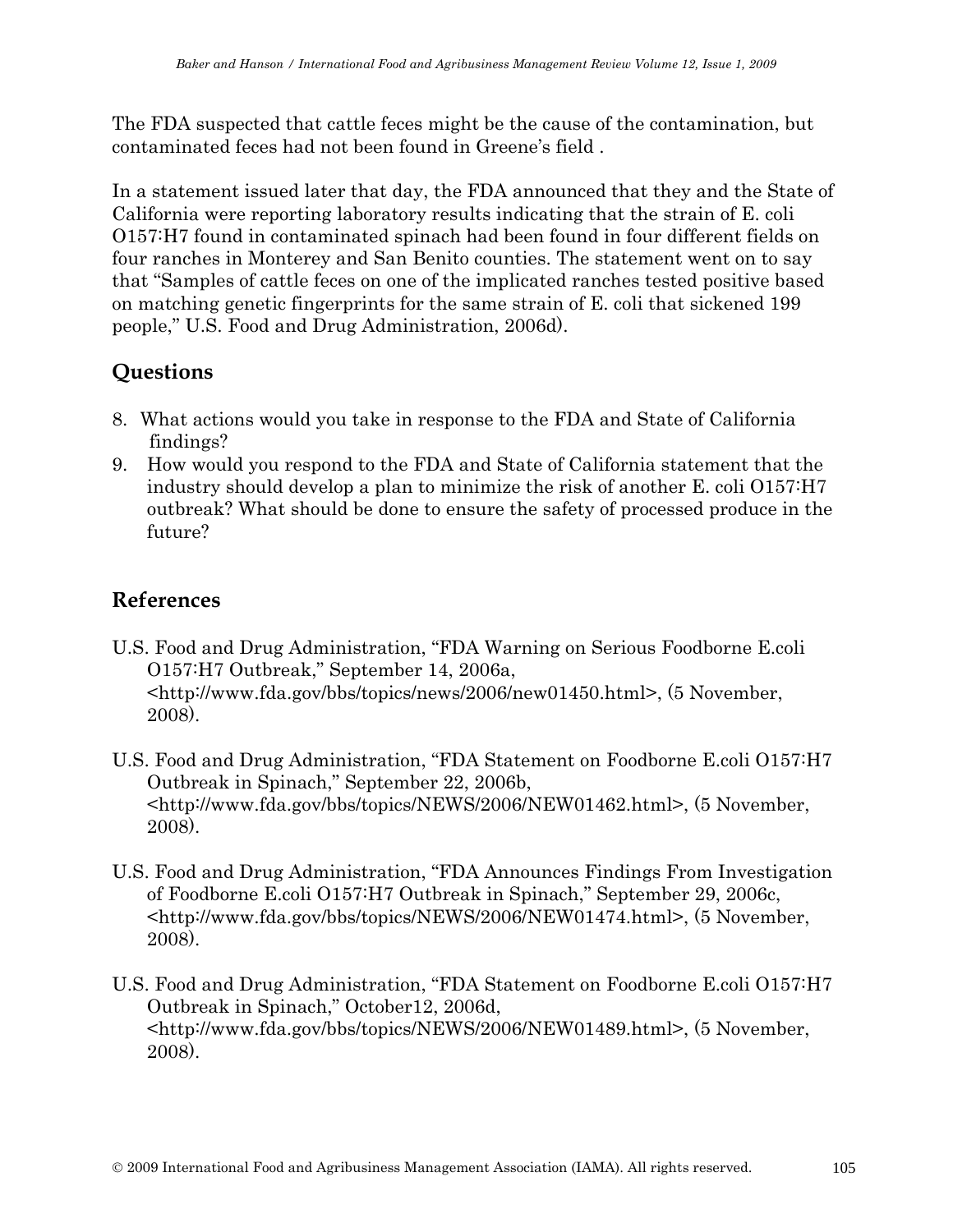The FDA suspected that cattle feces might be the cause of the contamination, but contaminated feces had not been found in Greene's field .

In a statement issued later that day, the FDA announced that they and the State of California were reporting laboratory results indicating that the strain of E. coli O157:H7 found in contaminated spinach had been found in four different fields on four ranches in Monterey and San Benito counties. The statement went on to say that "Samples of cattle feces on one of the implicated ranches tested positive based on matching genetic fingerprints for the same strain of E. coli that sickened 199 people," U.S. Food and Drug Administration, 2006d).

## Questions

8. What actions would you take in response to the FDA and State of California findings?
9. How would you respond to the FDA and State of California statement that the industry should develop a plan to minimize the risk of another E. coli O157:H7 outbreak? What should be done to ensure the safety of processed produce in the future?

## References

U.S. Food and Drug Administration, "FDA Warning on Serious Foodborne E.coli O157:H7 Outbreak," September 14, 2006a, <http://www.fda.gov/bbs/topics/news/2006/new01450.html>, (5 November, 2008).

U.S. Food and Drug Administration, "FDA Statement on Foodborne E.coli O157:H7 Outbreak in Spinach," September 22, 2006b, <http://www.fda.gov/bbs/topics/NEWS/2006/NEW01462.html>, (5 November, 2008).

U.S. Food and Drug Administration, "FDA Announces Findings From Investigation of Foodborne E.coli O157:H7 Outbreak in Spinach," September 29, 2006c, <http://www.fda.gov/bbs/topics/NEWS/2006/NEW01474.html>, (5 November, 2008).

U.S. Food and Drug Administration, "FDA Statement on Foodborne E.coli O157:H7 Outbreak in Spinach," October12, 2006d, <http://www.fda.gov/bbs/topics/NEWS/2006/NEW01489.html>, (5 November, 2008).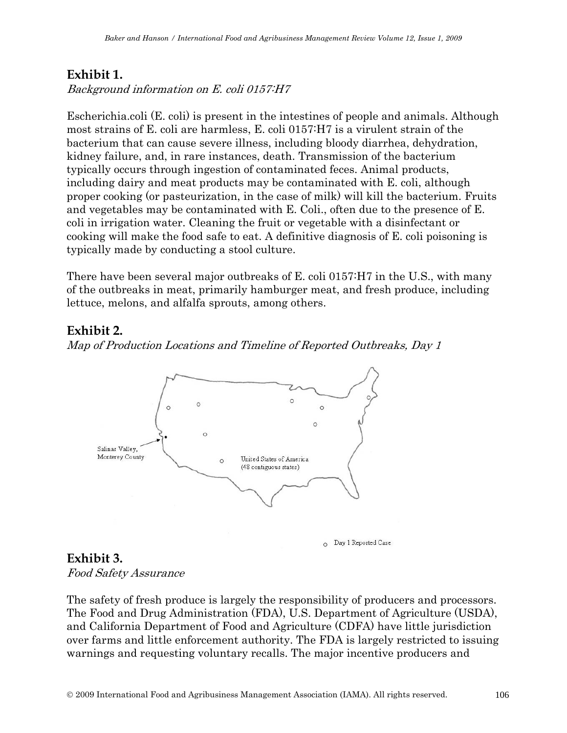## Exhibit 1.

*Background information on E. coli 0157:H7*

Escherichia.coli (E. coli) is present in the intestines of people and animals. Although most strains of E. coli are harmless, E. coli 0157:H7 is a virulent strain of the bacterium that can cause severe illness, including bloody diarrhea, dehydration, kidney failure, and, in rare instances, death. Transmission of the bacterium typically occurs through ingestion of contaminated feces. Animal products, including dairy and meat products may be contaminated with E. coli, although proper cooking (or pasteurization, in the case of milk) will kill the bacterium. Fruits and vegetables may be contaminated with E. Coli., often due to the presence of E. coli in irrigation water. Cleaning the fruit or vegetable with a disinfectant or cooking will make the food safe to eat. A definitive diagnosis of E. coli poisoning is typically made by conducting a stool culture.

There have been several major outbreaks of E. coli 0157:H7 in the U.S., with many of the outbreaks in meat, primarily hamburger meat, and fresh produce, including lettuce, melons, and alfalfa sprouts, among others.

## Exhibit 2.

*Map of Production Locations and Timeline of Reported Outbreaks, Day 1*

Salinas Valley, Monterey County

United States of America (48 contiguous states)

○ Day 1 Reported Case

## Exhibit 3.

*Food Safety Assurance*

The safety of fresh produce is largely the responsibility of producers and processors. The Food and Drug Administration (FDA), U.S. Department of Agriculture (USDA), and California Department of Food and Agriculture (CDFA) have little jurisdiction over farms and little enforcement authority. The FDA is largely restricted to issuing warnings and requesting voluntary recalls. The major incentive producers and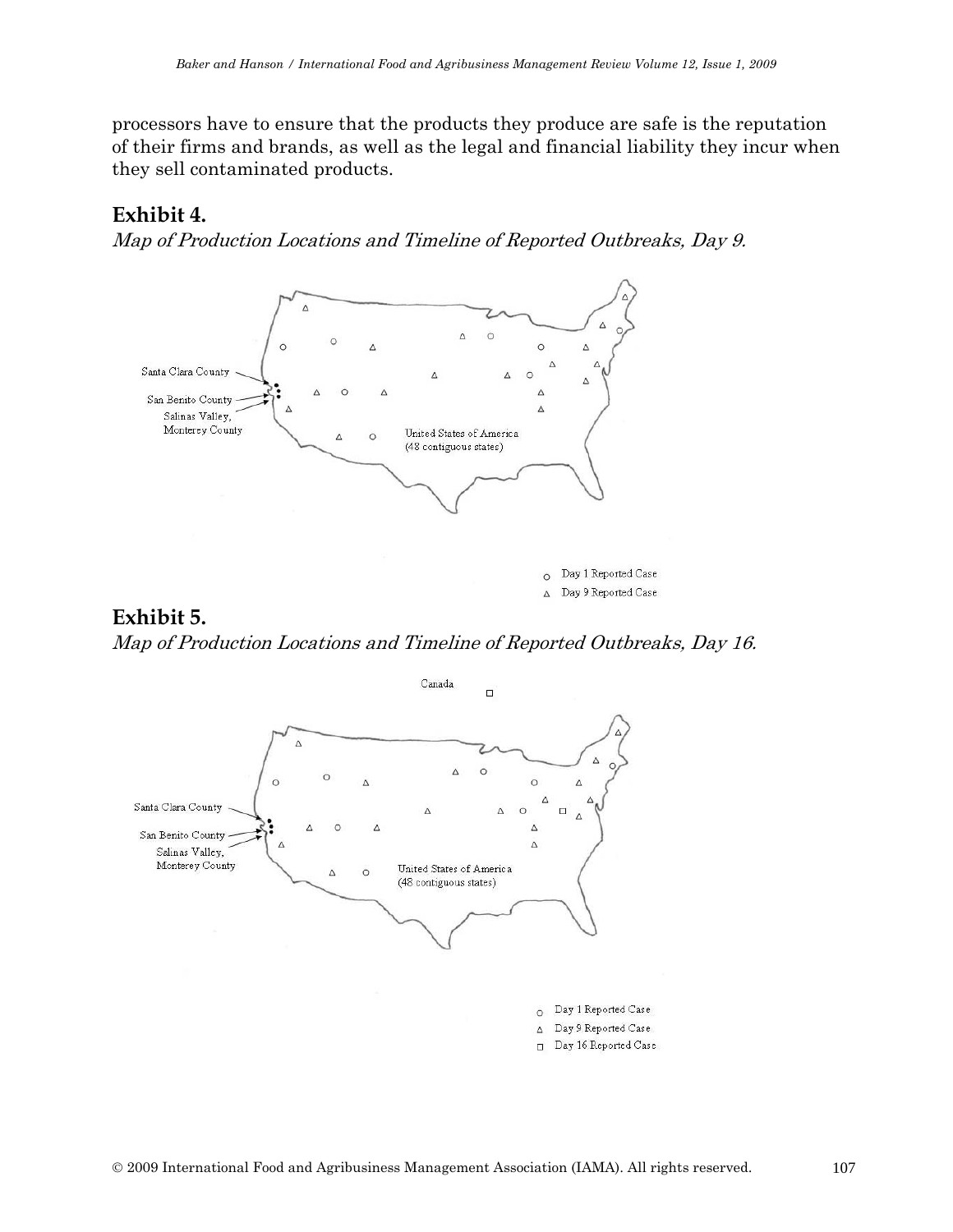processors have to ensure that the products they produce are safe is the reputation of their firms and brands, as well as the legal and financial liability they incur when they sell contaminated products.

## Exhibit 4.

*Map of Production Locations and Timeline of Reported Outbreaks, Day 9.*

Santa Clara County

San Benito County

Salinas Valley, Monterey County

United States of America (48 contiguous states)

○ Day 1 Reported Case

△ Day 9 Reported Case

## Exhibit 5.

*Map of Production Locations and Timeline of Reported Outbreaks, Day 16.*

Canada

Santa Clara County

San Benito County

Salinas Valley, Monterey County

United States of America (48 contiguous states)

○ Day 1 Reported Case

△ Day 9 Reported Case

□ Day 16 Reported Case